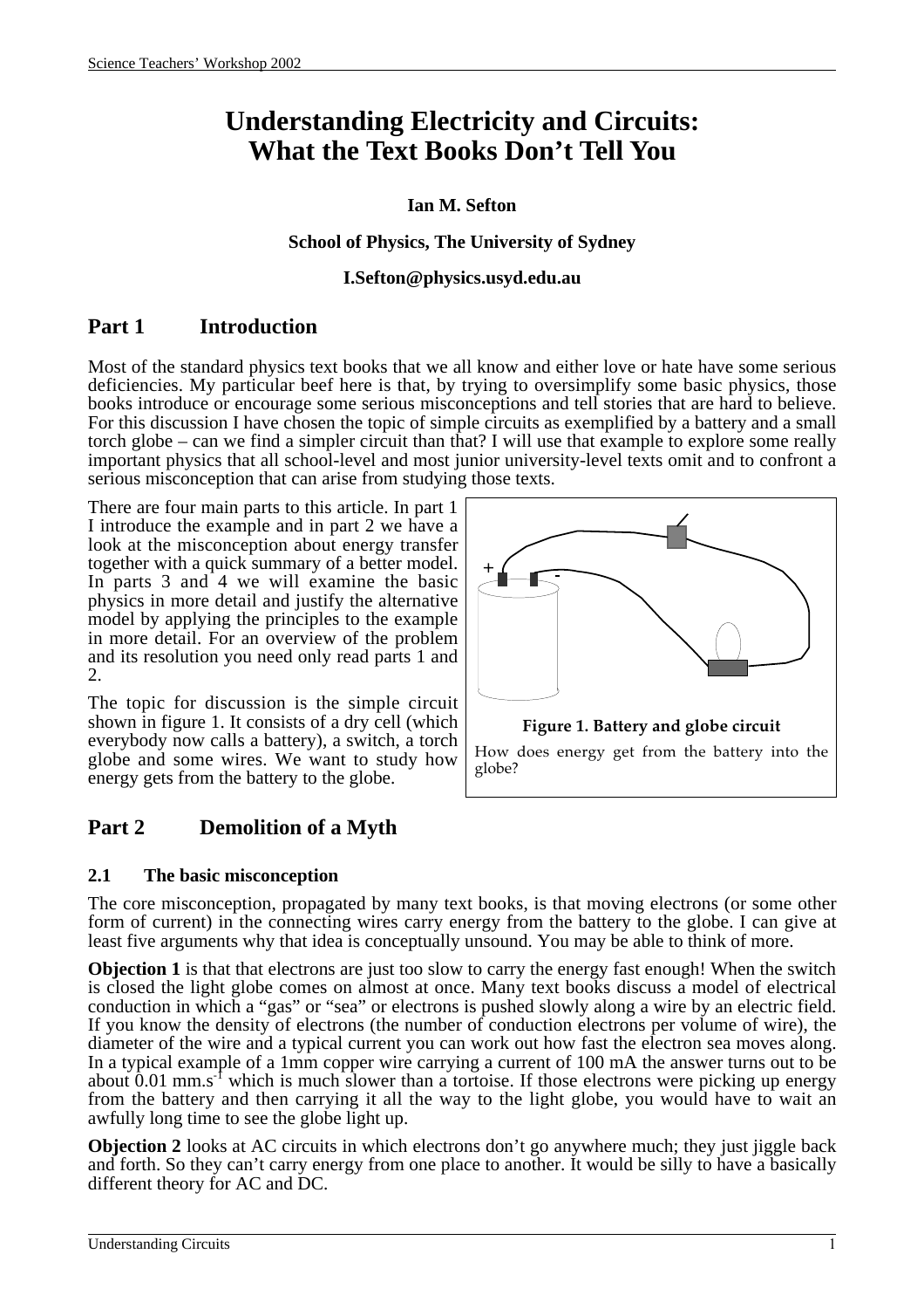# Understanding Electricity and Circuits: What the Text Books Don't Tell You

**Ian M. Sefton**

**School of Physics, The University of Sydney**

**I.Sefton@physics.usyd.edu.au**

## Part 1 Introduction

Most of the standard physics text books that we all know and either love or hate have some serious deficiencies. My particular beef here is that, by trying to oversimplify some basic physics, those books introduce or encourage some serious misconceptions and tell stories that are hard to believe. For this discussion I have chosen the topic of simple circuits as exemplified by a battery and a small torch globe – can we find a simpler circuit than that? I will use that example to explore some really important physics that all school-level and most junior university-level texts omit and to confront a serious misconception that can arise from studying those texts.

There are four main parts to this article. In part 1 I introduce the example and in part 2 we have a look at the misconception about energy transfer together with a quick summary of a better model. In parts 3 and 4 we will examine the basic physics in more detail and justify the alternative model by applying the principles to the example in more detail. For an overview of the problem and its resolution you need only read parts 1 and 2.

The topic for discussion is the simple circuit shown in figure 1. It consists of a dry cell (which everybody now calls a battery), a switch, a torch globe and some wires. We want to study how energy gets from the battery to the globe.

**Figure 1. Battery and globe circuit**

How does energy get from the battery into the globe?

## Part 2 Demolition of a Myth

### 2.1 The basic misconception

The core misconception, propagated by many text books, is that moving electrons (or some other form of current) in the connecting wires carry energy from the battery to the globe. I can give at least five arguments why that idea is conceptually unsound. You may be able to think of more.

**Objection 1** is that that electrons are just too slow to carry the energy fast enough! When the switch is closed the light globe comes on almost at once. Many text books discuss a model of electrical conduction in which a "gas" or "sea" or electrons is pushed slowly along a wire by an electric field. If you know the density of electrons (the number of conduction electrons per volume of wire), the diameter of the wire and a typical current you can work out how fast the electron sea moves along. In a typical example of a 1mm copper wire carrying a current of 100 mA the answer turns out to be about 0.01 $mm.s^{-1}$ which is much slower than a tortoise. If those electrons were picking up energy from the battery and then carrying it all the way to the light globe, you would have to wait an awfully long time to see the globe light up.

**Objection 2** looks at AC circuits in which electrons don't go anywhere much; they just jiggle back and forth. So they can't carry energy from one place to another. It would be silly to have a basically different theory for AC and DC.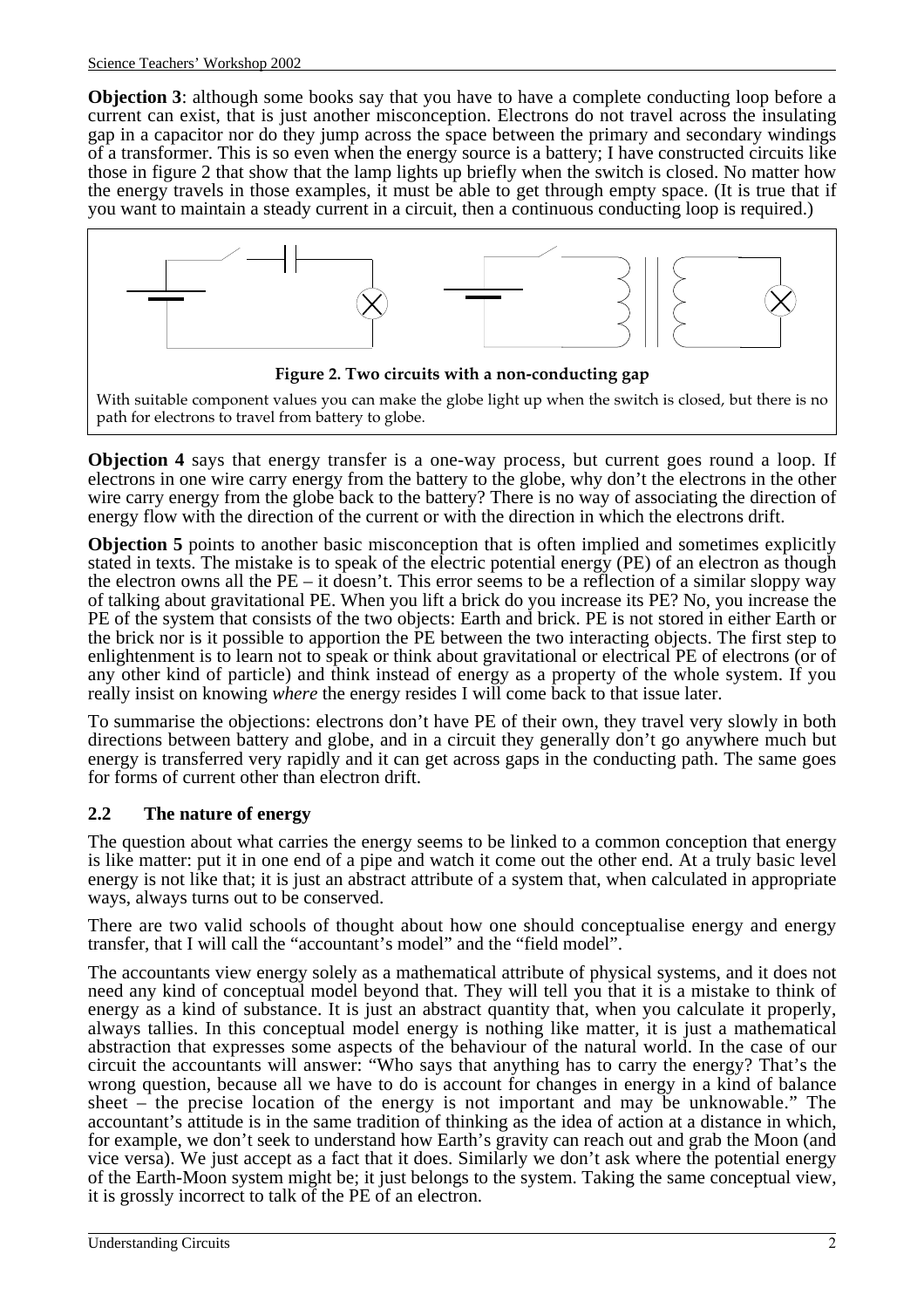**Objection 3**: although some books say that you have to have a complete conducting loop before a current can exist, that is just another misconception. Electrons do not travel across the insulating gap in a capacitor nor do they jump across the space between the primary and secondary windings of a transformer. This is so even when the energy source is a battery; I have constructed circuits like those in figure 2 that show that the lamp lights up briefly when the switch is closed. No matter how the energy travels in those examples, it must be able to get through empty space. (It is true that if you want to maintain a steady current in a circuit, then a continuous conducting loop is required.)

**Figure 2. Two circuits with a non-conducting gap**

With suitable component values you can make the globe light up when the switch is closed, but there is no path for electrons to travel from battery to globe.

**Objection 4** says that energy transfer is a one-way process, but current goes round a loop. If electrons in one wire carry energy from the battery to the globe, why don't the electrons in the other wire carry energy from the globe back to the battery? There is no way of associating the direction of energy flow with the direction of the current or with the direction in which the electrons drift.

**Objection 5** points to another basic misconception that is often implied and sometimes explicitly stated in texts. The mistake is to speak of the electric potential energy (PE) of an electron as though the electron owns all the PE – it doesn't. This error seems to be a reflection of a similar sloppy way of talking about gravitational PE. When you lift a brick do you increase its PE? No, you increase the PE of the system that consists of the two objects: Earth and brick. PE is not stored in either Earth or the brick nor is it possible to apportion the PE between the two interacting objects. The first step to enlightenment is to learn not to speak or think about gravitational or electrical PE of electrons (or of any other kind of particle) and think instead of energy as a property of the whole system. If you really insist on knowing *where* the energy resides I will come back to that issue later.

To summarise the objections: electrons don't have PE of their own, they travel very slowly in both directions between battery and globe, and in a circuit they generally don't go anywhere much but energy is transferred very rapidly and it can get across gaps in the conducting path. The same goes for forms of current other than electron drift.

## 2.2 The nature of energy

The question about what carries the energy seems to be linked to a common conception that energy is like matter: put it in one end of a pipe and watch it come out the other end. At a truly basic level energy is not like that; it is just an abstract attribute of a system that, when calculated in appropriate ways, always turns out to be conserved.

There are two valid schools of thought about how one should conceptualise energy and energy transfer, that I will call the "accountant's model" and the "field model".

The accountants view energy solely as a mathematical attribute of physical systems, and it does not need any kind of conceptual model beyond that. They will tell you that it is a mistake to think of energy as a kind of substance. It is just an abstract quantity that, when you calculate it properly, always tallies. In this conceptual model energy is nothing like matter, it is just a mathematical abstraction that expresses some aspects of the behaviour of the natural world. In the case of our circuit the accountants will answer: "Who says that anything has to carry the energy? That's the wrong question, because all we have to do is account for changes in energy in a kind of balance sheet – the precise location of the energy is not important and may be unknowable." The accountant's attitude is in the same tradition of thinking as the idea of action at a distance in which, for example, we don't seek to understand how Earth's gravity can reach out and grab the Moon (and vice versa). We just accept as a fact that it does. Similarly we don't ask where the potential energy of the Earth-Moon system might be; it just belongs to the system. Taking the same conceptual view, it is grossly incorrect to talk of the PE of an electron.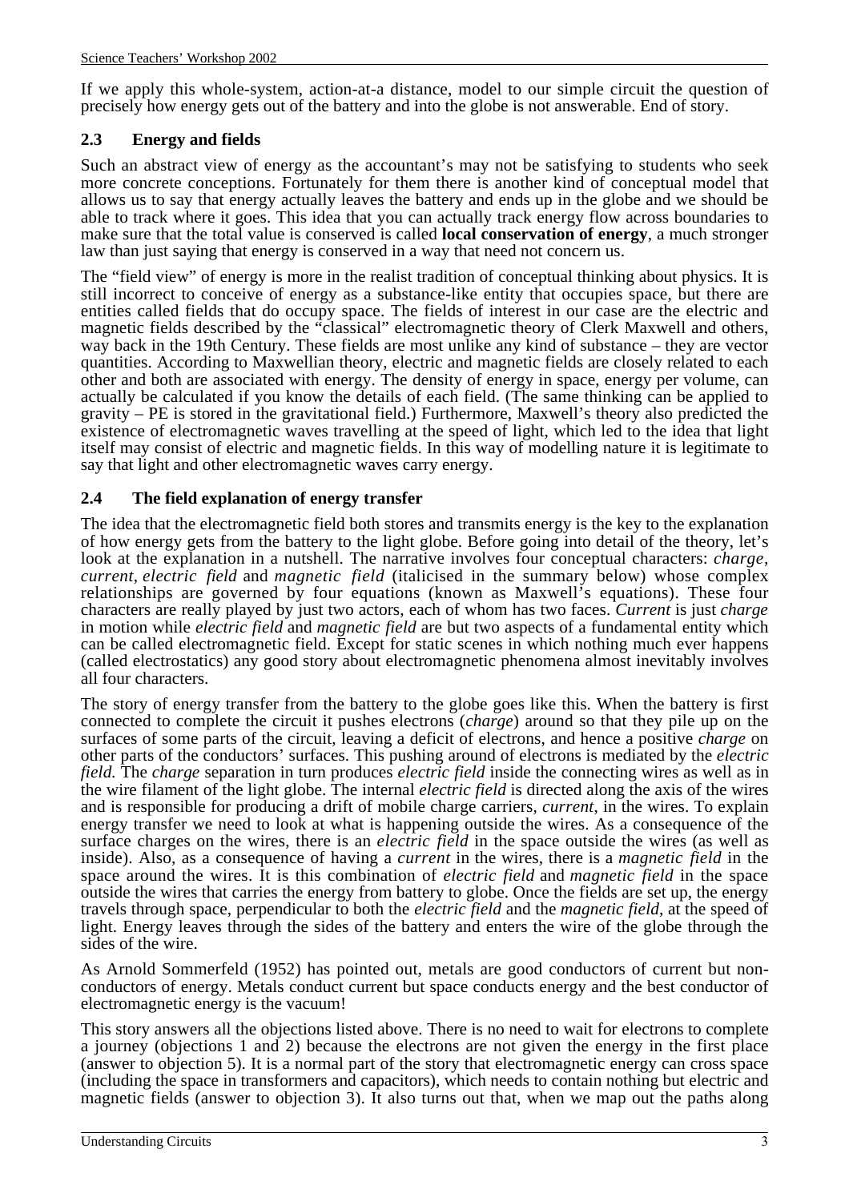If we apply this whole-system, action-at-a distance, model to our simple circuit the question of precisely how energy gets out of the battery and into the globe is not answerable. End of story.

## 2.3 Energy and fields

Such an abstract view of energy as the accountant's may not be satisfying to students who seek more concrete conceptions. Fortunately for them there is another kind of conceptual model that allows us to say that energy actually leaves the battery and ends up in the globe and we should be able to track where it goes. This idea that you can actually track energy flow across boundaries to make sure that the total value is conserved is called **local conservation of energy**, a much stronger law than just saying that energy is conserved in a way that need not concern us.

The "field view" of energy is more in the realist tradition of conceptual thinking about physics. It is still incorrect to conceive of energy as a substance-like entity that occupies space, but there are entities called fields that do occupy space. The fields of interest in our case are the electric and magnetic fields described by the "classical" electromagnetic theory of Clerk Maxwell and others, way back in the 19th Century. These fields are most unlike any kind of substance – they are vector quantities. According to Maxwellian theory, electric and magnetic fields are closely related to each other and both are associated with energy. The density of energy in space, energy per volume, can actually be calculated if you know the details of each field. (The same thinking can be applied to gravity – PE is stored in the gravitational field.) Furthermore, Maxwell's theory also predicted the existence of electromagnetic waves travelling at the speed of light, which led to the idea that light itself may consist of electric and magnetic fields. In this way of modelling nature it is legitimate to say that light and other electromagnetic waves carry energy.

## 2.4 The field explanation of energy transfer

The idea that the electromagnetic field both stores and transmits energy is the key to the explanation of how energy gets from the battery to the light globe. Before going into detail of the theory, let's look at the explanation in a nutshell. The narrative involves four conceptual characters: *charge*, *current*, *electric field* and *magnetic field* (italicised in the summary below) whose complex relationships are governed by four equations (known as Maxwell's equations). These four characters are really played by just two actors, each of whom has two faces. *Current* is just *charge* in motion while *electric field* and *magnetic field* are but two aspects of a fundamental entity which can be called electromagnetic field. Except for static scenes in which nothing much ever happens (called electrostatics) any good story about electromagnetic phenomena almost inevitably involves all four characters.

The story of energy transfer from the battery to the globe goes like this. When the battery is first connected to complete the circuit it pushes electrons (*charge*) around so that they pile up on the surfaces of some parts of the circuit, leaving a deficit of electrons, and hence a positive *charge* on other parts of the conductors' surfaces. This pushing around of electrons is mediated by the *electric field.* The *charge* separation in turn produces *electric field* inside the connecting wires as well as in the wire filament of the light globe. The internal *electric field* is directed along the axis of the wires and is responsible for producing a drift of mobile charge carriers, *current*, in the wires. To explain energy transfer we need to look at what is happening outside the wires. As a consequence of the surface charges on the wires, there is an *electric field* in the space outside the wires (as well as inside). Also, as a consequence of having a *current* in the wires, there is a *magnetic field* in the space around the wires. It is this combination of *electric field* and *magnetic field* in the space outside the wires that carries the energy from battery to globe. Once the fields are set up, the energy travels through space, perpendicular to both the *electric field* and the *magnetic field*, at the speed of light. Energy leaves through the sides of the battery and enters the wire of the globe through the sides of the wire.

As Arnold Sommerfeld (1952) has pointed out, metals are good conductors of current but non-conductors of energy. Metals conduct current but space conducts energy and the best conductor of electromagnetic energy is the vacuum!

This story answers all the objections listed above. There is no need to wait for electrons to complete a journey (objections 1 and 2) because the electrons are not given the energy in the first place (answer to objection 5). It is a normal part of the story that electromagnetic energy can cross space (including the space in transformers and capacitors), which needs to contain nothing but electric and magnetic fields (answer to objection 3). It also turns out that, when we map out the paths along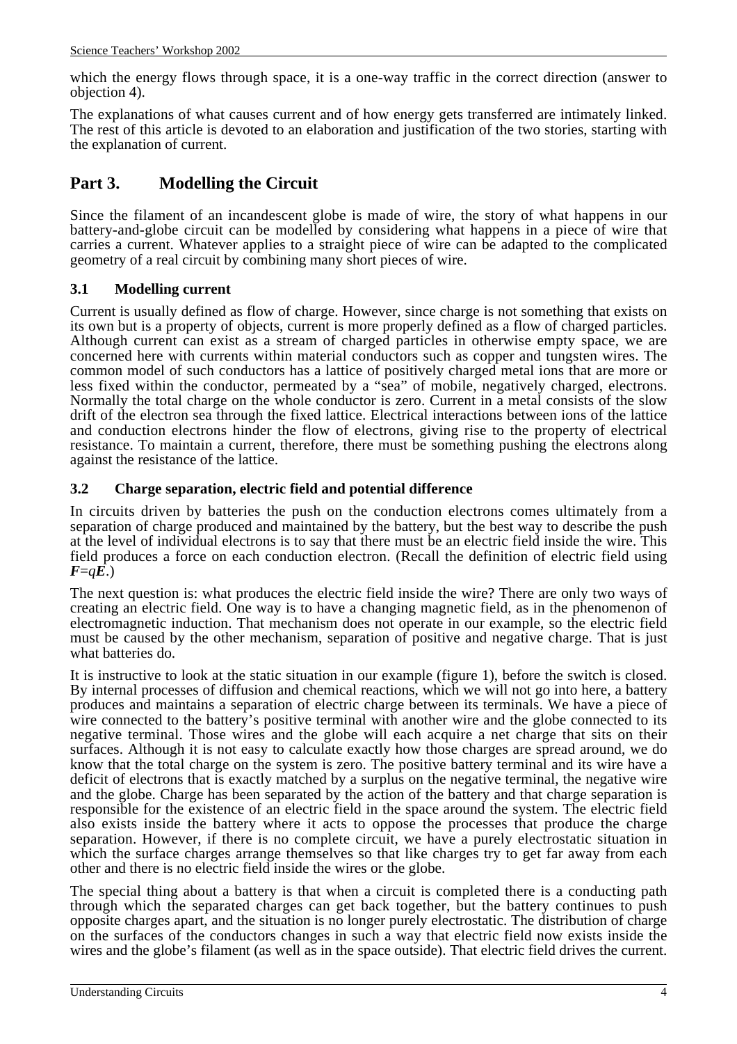which the energy flows through space, it is a one-way traffic in the correct direction (answer to objection 4).

The explanations of what causes current and of how energy gets transferred are intimately linked. The rest of this article is devoted to an elaboration and justification of the two stories, starting with the explanation of current.

## Part 3. Modelling the Circuit

Since the filament of an incandescent globe is made of wire, the story of what happens in our battery-and-globe circuit can be modelled by considering what happens in a piece of wire that carries a current. Whatever applies to a straight piece of wire can be adapted to the complicated geometry of a real circuit by combining many short pieces of wire.

### 3.1 Modelling current

Current is usually defined as flow of charge. However, since charge is not something that exists on its own but is a property of objects, current is more properly defined as a flow of charged particles. Although current can exist as a stream of charged particles in otherwise empty space, we are concerned here with currents within material conductors such as copper and tungsten wires. The common model of such conductors has a lattice of positively charged metal ions that are more or less fixed within the conductor, permeated by a "sea" of mobile, negatively charged, electrons. Normally the total charge on the whole conductor is zero. Current in a metal consists of the slow drift of the electron sea through the fixed lattice. Electrical interactions between ions of the lattice and conduction electrons hinder the flow of electrons, giving rise to the property of electrical resistance. To maintain a current, therefore, there must be something pushing the electrons along against the resistance of the lattice.

### 3.2 Charge separation, electric field and potential difference

In circuits driven by batteries the push on the conduction electrons comes ultimately from a separation of charge produced and maintained by the battery, but the best way to describe the push at the level of individual electrons is to say that there must be an electric field inside the wire. This field produces a force on each conduction electron. (Recall the definition of electric field using $\boldsymbol{F}=q\boldsymbol{E}$.)

The next question is: what produces the electric field inside the wire? There are only two ways of creating an electric field. One way is to have a changing magnetic field, as in the phenomenon of electromagnetic induction. That mechanism does not operate in our example, so the electric field must be caused by the other mechanism, separation of positive and negative charge. That is just what batteries do.

It is instructive to look at the static situation in our example (figure 1), before the switch is closed. By internal processes of diffusion and chemical reactions, which we will not go into here, a battery produces and maintains a separation of electric charge between its terminals. We have a piece of wire connected to the battery's positive terminal with another wire and the globe connected to its negative terminal. Those wires and the globe will each acquire a net charge that sits on their surfaces. Although it is not easy to calculate exactly how those charges are spread around, we do know that the total charge on the system is zero. The positive battery terminal and its wire have a deficit of electrons that is exactly matched by a surplus on the negative terminal, the negative wire and the globe. Charge has been separated by the action of the battery and that charge separation is responsible for the existence of an electric field in the space around the system. The electric field also exists inside the battery where it acts to oppose the processes that produce the charge separation. However, if there is no complete circuit, we have a purely electrostatic situation in which the surface charges arrange themselves so that like charges try to get far away from each other and there is no electric field inside the wires or the globe.

The special thing about a battery is that when a circuit is completed there is a conducting path through which the separated charges can get back together, but the battery continues to push opposite charges apart, and the situation is no longer purely electrostatic. The distribution of charge on the surfaces of the conductors changes in such a way that electric field now exists inside the wires and the globe's filament (as well as in the space outside). That electric field drives the current.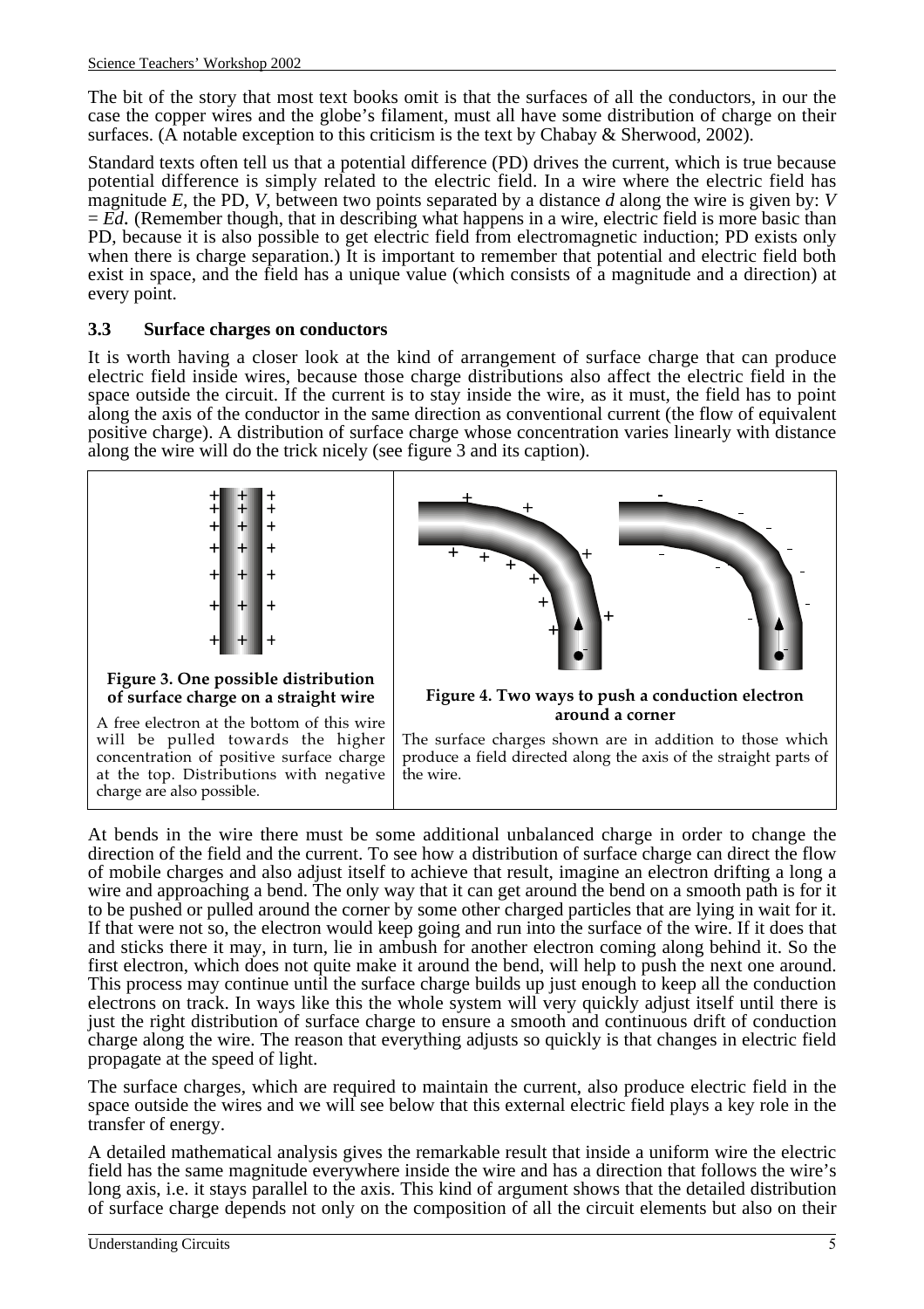The bit of the story that most text books omit is that the surfaces of all the conductors, in our the case the copper wires and the globe's filament, must all have some distribution of charge on their surfaces. (A notable exception to this criticism is the text by Chabay & Sherwood, 2002).

Standard texts often tell us that a potential difference (PD) drives the current, which is true because potential difference is simply related to the electric field. In a wire where the electric field has magnitude $E$, the PD, $V$, between two points separated by a distance $d$ along the wire is given by: $V = Ed$. (Remember though, that in describing what happens in a wire, electric field is more basic than PD, because it is also possible to get electric field from electromagnetic induction; PD exists only when there is charge separation.) It is important to remember that potential and electric field both exist in space, and the field has a unique value (which consists of a magnitude and a direction) at every point.

### 3.3 Surface charges on conductors

It is worth having a closer look at the kind of arrangement of surface charge that can produce electric field inside wires, because those charge distributions also affect the electric field in the space outside the circuit. If the current is to stay inside the wire, as it must, the field has to point along the axis of the conductor in the same direction as conventional current (the flow of equivalent positive charge). A distribution of surface charge whose concentration varies linearly with distance along the wire will do the trick nicely (see figure 3 and its caption).

**Figure 3. One possible distribution of surface charge on a straight wire**

A free electron at the bottom of this wire will be pulled towards the higher concentration of positive surface charge at the top. Distributions with negative charge are also possible.

**Figure 4. Two ways to push a conduction electron around a corner**

The surface charges shown are in addition to those which produce a field directed along the axis of the straight parts of the wire.

At bends in the wire there must be some additional unbalanced charge in order to change the direction of the field and the current. To see how a distribution of surface charge can direct the flow of mobile charges and also adjust itself to achieve that result, imagine an electron drifting a long a wire and approaching a bend. The only way that it can get around the bend on a smooth path is for it to be pushed or pulled around the corner by some other charged particles that are lying in wait for it. If that were not so, the electron would keep going and run into the surface of the wire. If it does that and sticks there it may, in turn, lie in ambush for another electron coming along behind it. So the first electron, which does not quite make it around the bend, will help to push the next one around. This process may continue until the surface charge builds up just enough to keep all the conduction electrons on track. In ways like this the whole system will very quickly adjust itself until there is just the right distribution of surface charge to ensure a smooth and continuous drift of conduction charge along the wire. The reason that everything adjusts so quickly is that changes in electric field propagate at the speed of light.

The surface charges, which are required to maintain the current, also produce electric field in the space outside the wires and we will see below that this external electric field plays a key role in the transfer of energy.

A detailed mathematical analysis gives the remarkable result that inside a uniform wire the electric field has the same magnitude everywhere inside the wire and has a direction that follows the wire's long axis, i.e. it stays parallel to the axis. This kind of argument shows that the detailed distribution of surface charge depends not only on the composition of all the circuit elements but also on their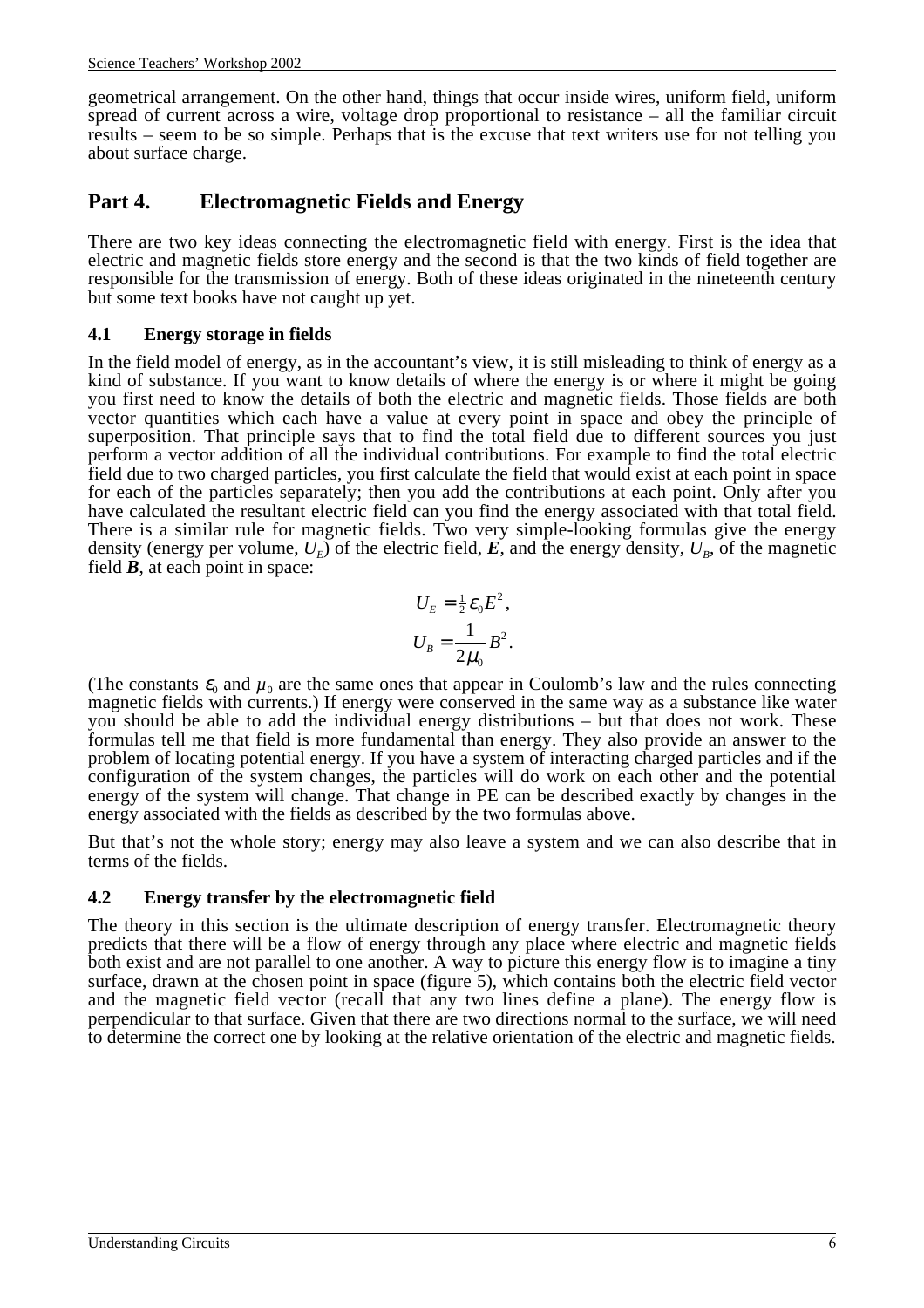geometrical arrangement. On the other hand, things that occur inside wires, uniform field, uniform spread of current across a wire, voltage drop proportional to resistance – all the familiar circuit results – seem to be so simple. Perhaps that is the excuse that text writers use for not telling you about surface charge.

## Part 4. Electromagnetic Fields and Energy

There are two key ideas connecting the electromagnetic field with energy. First is the idea that electric and magnetic fields store energy and the second is that the two kinds of field together are responsible for the transmission of energy. Both of these ideas originated in the nineteenth century but some text books have not caught up yet.

### 4.1 Energy storage in fields

In the field model of energy, as in the accountant's view, it is still misleading to think of energy as a kind of substance. If you want to know details of where the energy is or where it might be going you first need to know the details of both the electric and magnetic fields. Those fields are both vector quantities which each have a value at every point in space and obey the principle of superposition. That principle says that to find the total field due to different sources you just perform a vector addition of all the individual contributions. For example to find the total electric field due to two charged particles, you first calculate the field that would exist at each point in space for each of the particles separately; then you add the contributions at each point. Only after you have calculated the resultant electric field can you find the energy associated with that total field. There is a similar rule for magnetic fields. Two very simple-looking formulas give the energy density (energy per volume, $U_E$) of the electric field, $\boldsymbol{E}$, and the energy density, $U_B$, of the magnetic field $\boldsymbol{B}$, at each point in space:

$$U_E = \tfrac{1}{2}\varepsilon_0 E^2,$$

$$U_B = \frac{1}{2\mu_0} B^2.$$

(The constants $\varepsilon_0$ and $\mu_0$ are the same ones that appear in Coulomb's law and the rules connecting magnetic fields with currents.) If energy were conserved in the same way as a substance like water you should be able to add the individual energy distributions – but that does not work. These formulas tell me that field is more fundamental than energy. They also provide an answer to the problem of locating potential energy. If you have a system of interacting charged particles and if the configuration of the system changes, the particles will do work on each other and the potential energy of the system will change. That change in PE can be described exactly by changes in the energy associated with the fields as described by the two formulas above.

But that's not the whole story; energy may also leave a system and we can also describe that in terms of the fields.

### 4.2 Energy transfer by the electromagnetic field

The theory in this section is the ultimate description of energy transfer. Electromagnetic theory predicts that there will be a flow of energy through any place where electric and magnetic fields both exist and are not parallel to one another. A way to picture this energy flow is to imagine a tiny surface, drawn at the chosen point in space (figure 5), which contains both the electric field vector and the magnetic field vector (recall that any two lines define a plane). The energy flow is perpendicular to that surface. Given that there are two directions normal to the surface, we will need to determine the correct one by looking at the relative orientation of the electric and magnetic fields.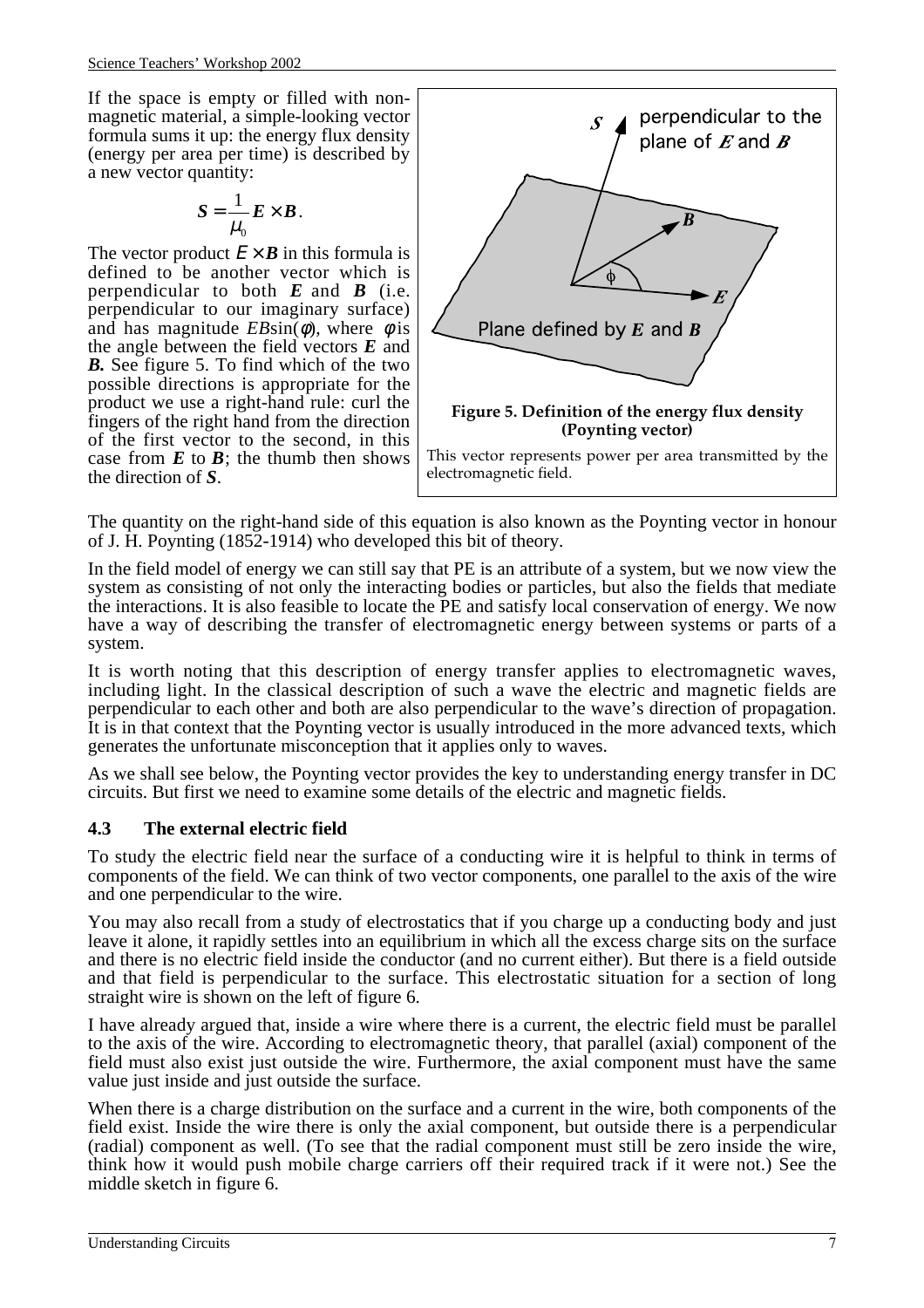If the space is empty or filled with non-magnetic material, a simple-looking vector formula sums it up: the energy flux density (energy per area per time) is described by a new vector quantity:

$$\boldsymbol{S} = \frac{1}{\mu_0}\boldsymbol{E} \times \boldsymbol{B}.$$

The vector product $\boldsymbol{E} \times \boldsymbol{B}$ in this formula is defined to be another vector which is perpendicular to both $\boldsymbol{E}$ and $\boldsymbol{B}$ (i.e. perpendicular to our imaginary surface) and has magnitude $EB\sin(\phi)$, where $\phi$ is the angle between the field vectors $\boldsymbol{E}$ and $\boldsymbol{B}$. See figure 5. To find which of the two possible directions is appropriate for the product we use a right-hand rule: curl the fingers of the right hand from the direction of the first vector to the second, in this case from $\boldsymbol{E}$ to $\boldsymbol{B}$; the thumb then shows the direction of $\boldsymbol{S}$.

**Figure 5. Definition of the energy flux density (Poynting vector)**

This vector represents power per area transmitted by the electromagnetic field.

The quantity on the right-hand side of this equation is also known as the Poynting vector in honour of J. H. Poynting (1852-1914) who developed this bit of theory.

In the field model of energy we can still say that PE is an attribute of a system, but we now view the system as consisting of not only the interacting bodies or particles, but also the fields that mediate the interactions. It is also feasible to locate the PE and satisfy local conservation of energy. We now have a way of describing the transfer of electromagnetic energy between systems or parts of a system.

It is worth noting that this description of energy transfer applies to electromagnetic waves, including light. In the classical description of such a wave the electric and magnetic fields are perpendicular to each other and both are also perpendicular to the wave's direction of propagation. It is in that context that the Poynting vector is usually introduced in the more advanced texts, which generates the unfortunate misconception that it applies only to waves.

As we shall see below, the Poynting vector provides the key to understanding energy transfer in DC circuits. But first we need to examine some details of the electric and magnetic fields.

### 4.3 The external electric field

To study the electric field near the surface of a conducting wire it is helpful to think in terms of components of the field. We can think of two vector components, one parallel to the axis of the wire and one perpendicular to the wire.

You may also recall from a study of electrostatics that if you charge up a conducting body and just leave it alone, it rapidly settles into an equilibrium in which all the excess charge sits on the surface and there is no electric field inside the conductor (and no current either). But there is a field outside and that field is perpendicular to the surface. This electrostatic situation for a section of long straight wire is shown on the left of figure 6.

I have already argued that, inside a wire where there is a current, the electric field must be parallel to the axis of the wire. According to electromagnetic theory, that parallel (axial) component of the field must also exist just outside the wire. Furthermore, the axial component must have the same value just inside and just outside the surface.

When there is a charge distribution on the surface and a current in the wire, both components of the field exist. Inside the wire there is only the axial component, but outside there is a perpendicular (radial) component as well. (To see that the radial component must still be zero inside the wire, think how it would push mobile charge carriers off their required track if it were not.) See the middle sketch in figure 6.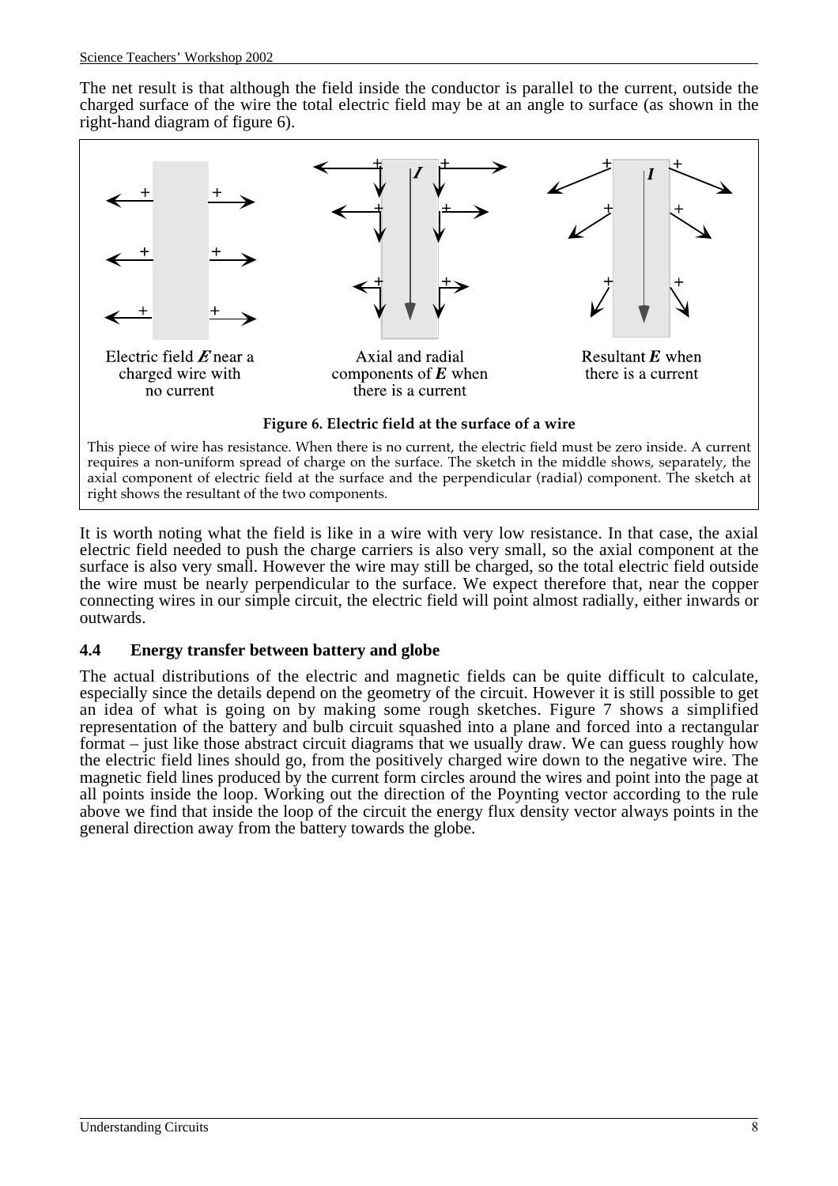The net result is that although the field inside the conductor is parallel to the current, outside the charged surface of the wire the total electric field may be at an angle to surface (as shown in the right-hand diagram of figure 6).

Electric field ***E*** near a charged wire with no current

Axial and radial components of ***E*** when there is a current

Resultant ***E*** when there is a current

**Figure 6. Electric field at the surface of a wire**

This piece of wire has resistance. When there is no current, the electric field must be zero inside. A current requires a non-uniform spread of charge on the surface. The sketch in the middle shows, separately, the axial component of electric field at the surface and the perpendicular (radial) component. The sketch at right shows the resultant of the two components.

It is worth noting what the field is like in a wire with very low resistance. In that case, the axial electric field needed to push the charge carriers is also very small, so the axial component at the surface is also very small. However the wire may still be charged, so the total electric field outside the wire must be nearly perpendicular to the surface. We expect therefore that, near the copper connecting wires in our simple circuit, the electric field will point almost radially, either inwards or outwards.

### 4.4 Energy transfer between battery and globe

The actual distributions of the electric and magnetic fields can be quite difficult to calculate, especially since the details depend on the geometry of the circuit. However it is still possible to get an idea of what is going on by making some rough sketches. Figure 7 shows a simplified representation of the battery and bulb circuit squashed into a plane and forced into a rectangular format – just like those abstract circuit diagrams that we usually draw. We can guess roughly how the electric field lines should go, from the positively charged wire down to the negative wire. The magnetic field lines produced by the current form circles around the wires and point into the page at all points inside the loop. Working out the direction of the Poynting vector according to the rule above we find that inside the loop of the circuit the energy flux density vector always points in the general direction away from the battery towards the globe.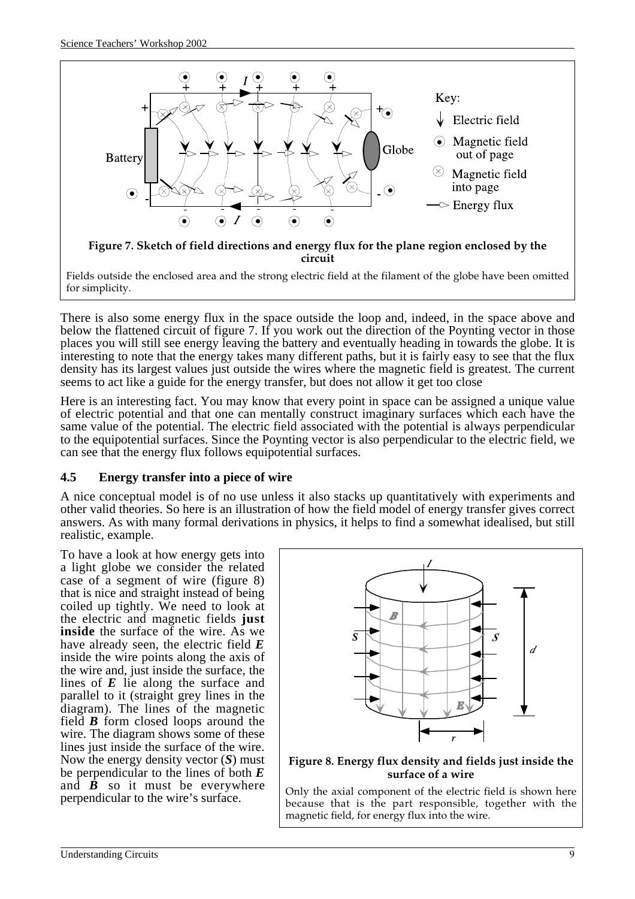**Figure 7. Sketch of field directions and energy flux for the plane region enclosed by the circuit**

Fields outside the enclosed area and the strong electric field at the filament of the globe have been omitted for simplicity.

There is also some energy flux in the space outside the loop and, indeed, in the space above and below the flattened circuit of figure 7. If you work out the direction of the Poynting vector in those places you will still see energy leaving the battery and eventually heading in towards the globe. It is interesting to note that the energy takes many different paths, but it is fairly easy to see that the flux density has its largest values just outside the wires where the magnetic field is greatest. The current seems to act like a guide for the energy transfer, but does not allow it get too close

Here is an interesting fact. You may know that every point in space can be assigned a unique value of electric potential and that one can mentally construct imaginary surfaces which each have the same value of the potential. The electric field associated with the potential is always perpendicular to the equipotential surfaces. Since the Poynting vector is also perpendicular to the electric field, we can see that the energy flux follows equipotential surfaces.

### 4.5 Energy transfer into a piece of wire

A nice conceptual model is of no use unless it also stacks up quantitatively with experiments and other valid theories. So here is an illustration of how the field model of energy transfer gives correct answers. As with many formal derivations in physics, it helps to find a somewhat idealised, but still realistic, example.

To have a look at how energy gets into a light globe we consider the related case of a segment of wire (figure 8) that is nice and straight instead of being coiled up tightly. We need to look at the electric and magnetic fields **just inside** the surface of the wire. As we have already seen, the electric field ***E*** inside the wire points along the axis of the wire and, just inside the surface, the lines of ***E*** lie along the surface and parallel to it (straight grey lines in the diagram). The lines of the magnetic field ***B*** form closed loops around the wire. The diagram shows some of these lines just inside the surface of the wire. Now the energy density vector (***S***) must be perpendicular to the lines of both ***E*** and ***B*** so it must be everywhere perpendicular to the wire's surface.

**Figure 8. Energy flux density and fields just inside the surface of a wire**

Only the axial component of the electric field is shown here because that is the part responsible, together with the magnetic field, for energy flux into the wire.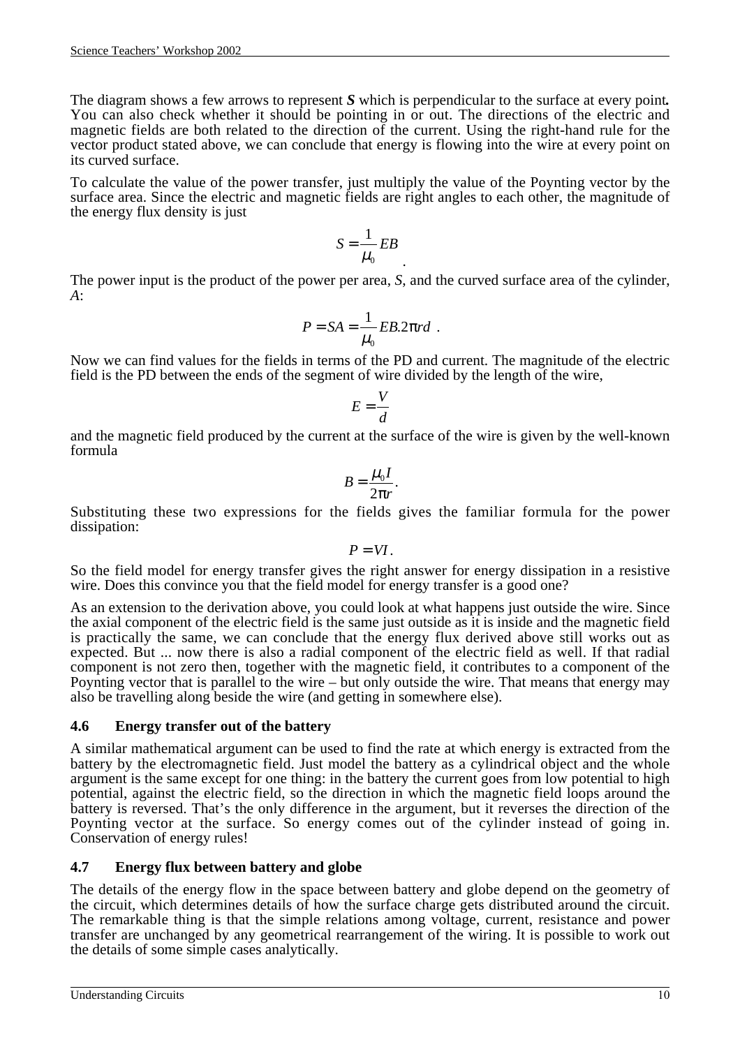The diagram shows a few arrows to represent ***S*** which is perpendicular to the surface at every point**.** You can also check whether it should be pointing in or out. The directions of the electric and magnetic fields are both related to the direction of the current. Using the right-hand rule for the vector product stated above, we can conclude that energy is flowing into the wire at every point on its curved surface.

To calculate the value of the power transfer, just multiply the value of the Poynting vector by the surface area. Since the electric and magnetic fields are right angles to each other, the magnitude of the energy flux density is just

$$S = \frac{1}{\mu_0} EB \quad .$$

The power input is the product of the power per area, $S$, and the curved surface area of the cylinder, $A$:

$$P = SA = \frac{1}{\mu_0} EB.2\pi rd \ .$$

Now we can find values for the fields in terms of the PD and current. The magnitude of the electric field is the PD between the ends of the segment of wire divided by the length of the wire,

$$E = \frac{V}{d}$$

and the magnetic field produced by the current at the surface of the wire is given by the well-known formula

$$B = \frac{\mu_0 I}{2\pi r}.$$

Substituting these two expressions for the fields gives the familiar formula for the power dissipation:

$$P = VI.$$

So the field model for energy transfer gives the right answer for energy dissipation in a resistive wire. Does this convince you that the field model for energy transfer is a good one?

As an extension to the derivation above, you could look at what happens just outside the wire. Since the axial component of the electric field is the same just outside as it is inside and the magnetic field is practically the same, we can conclude that the energy flux derived above still works out as expected. But ... now there is also a radial component of the electric field as well. If that radial component is not zero then, together with the magnetic field, it contributes to a component of the Poynting vector that is parallel to the wire – but only outside the wire. That means that energy may also be travelling along beside the wire (and getting in somewhere else).

### 4.6 Energy transfer out of the battery

A similar mathematical argument can be used to find the rate at which energy is extracted from the battery by the electromagnetic field. Just model the battery as a cylindrical object and the whole argument is the same except for one thing: in the battery the current goes from low potential to high potential, against the electric field, so the direction in which the magnetic field loops around the battery is reversed. That's the only difference in the argument, but it reverses the direction of the Poynting vector at the surface. So energy comes out of the cylinder instead of going in. Conservation of energy rules!

### 4.7 Energy flux between battery and globe

The details of the energy flow in the space between battery and globe depend on the geometry of the circuit, which determines details of how the surface charge gets distributed around the circuit. The remarkable thing is that the simple relations among voltage, current, resistance and power transfer are unchanged by any geometrical rearrangement of the wiring. It is possible to work out the details of some simple cases analytically.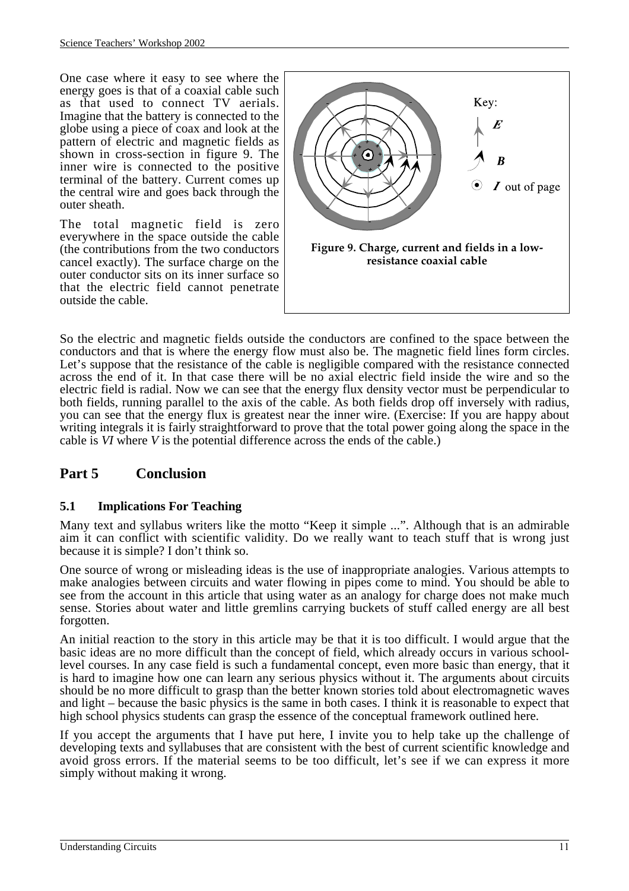One case where it easy to see where the energy goes is that of a coaxial cable such as that used to connect TV aerials. Imagine that the battery is connected to the globe using a piece of coax and look at the pattern of electric and magnetic fields as shown in cross-section in figure 9. The inner wire is connected to the positive terminal of the battery. Current comes up the central wire and goes back through the outer sheath.

The total magnetic field is zero everywhere in the space outside the cable (the contributions from the two conductors cancel exactly). The surface charge on the outer conductor sits on its inner surface so that the electric field cannot penetrate outside the cable.

**Figure 9. Charge, current and fields in a low-resistance coaxial cable**

So the electric and magnetic fields outside the conductors are confined to the space between the conductors and that is where the energy flow must also be. The magnetic field lines form circles. Let's suppose that the resistance of the cable is negligible compared with the resistance connected across the end of it. In that case there will be no axial electric field inside the wire and so the electric field is radial. Now we can see that the energy flux density vector must be perpendicular to both fields, running parallel to the axis of the cable. As both fields drop off inversely with radius, you can see that the energy flux is greatest near the inner wire. (Exercise: If you are happy about writing integrals it is fairly straightforward to prove that the total power going along the space in the cable is $VI$ where $V$ is the potential difference across the ends of the cable.)

# Part 5 Conclusion

## 5.1 Implications For Teaching

Many text and syllabus writers like the motto "Keep it simple ...". Although that is an admirable aim it can conflict with scientific validity. Do we really want to teach stuff that is wrong just because it is simple? I don't think so.

One source of wrong or misleading ideas is the use of inappropriate analogies. Various attempts to make analogies between circuits and water flowing in pipes come to mind. You should be able to see from the account in this article that using water as an analogy for charge does not make much sense. Stories about water and little gremlins carrying buckets of stuff called energy are all best forgotten.

An initial reaction to the story in this article may be that it is too difficult. I would argue that the basic ideas are no more difficult than the concept of field, which already occurs in various school-level courses. In any case field is such a fundamental concept, even more basic than energy, that it is hard to imagine how one can learn any serious physics without it. The arguments about circuits should be no more difficult to grasp than the better known stories told about electromagnetic waves and light – because the basic physics is the same in both cases. I think it is reasonable to expect that high school physics students can grasp the essence of the conceptual framework outlined here.

If you accept the arguments that I have put here, I invite you to help take up the challenge of developing texts and syllabuses that are consistent with the best of current scientific knowledge and avoid gross errors. If the material seems to be too difficult, let's see if we can express it more simply without making it wrong.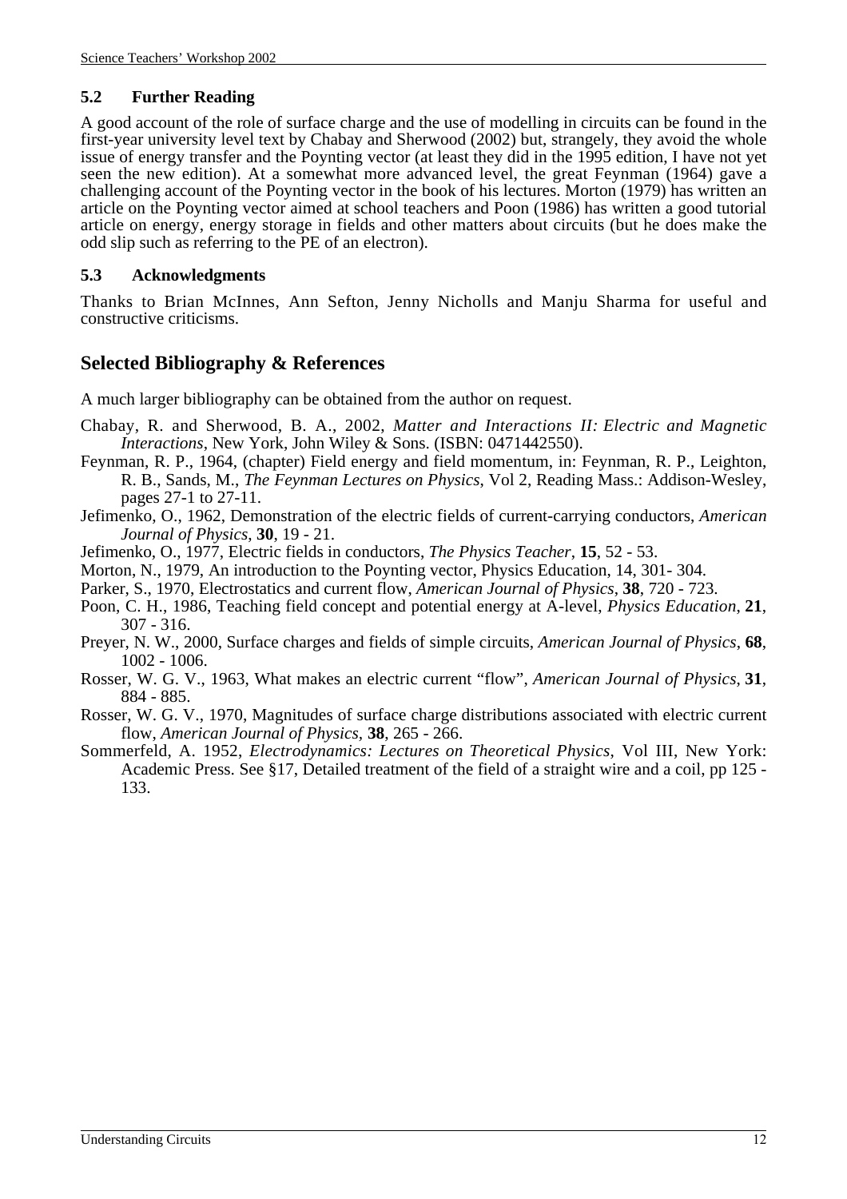## 5.2 Further Reading

A good account of the role of surface charge and the use of modelling in circuits can be found in the first-year university level text by Chabay and Sherwood (2002) but, strangely, they avoid the whole issue of energy transfer and the Poynting vector (at least they did in the 1995 edition, I have not yet seen the new edition). At a somewhat more advanced level, the great Feynman (1964) gave a challenging account of the Poynting vector in the book of his lectures. Morton (1979) has written an article on the Poynting vector aimed at school teachers and Poon (1986) has written a good tutorial article on energy, energy storage in fields and other matters about circuits (but he does make the odd slip such as referring to the PE of an electron).

## 5.3 Acknowledgments

Thanks to Brian McInnes, Ann Sefton, Jenny Nicholls and Manju Sharma for useful and constructive criticisms.

# Selected Bibliography & References

A much larger bibliography can be obtained from the author on request.

Chabay, R. and Sherwood, B. A., 2002, *Matter and Interactions II: Electric and Magnetic Interactions*, New York, John Wiley & Sons. (ISBN: 0471442550).

Feynman, R. P., 1964, (chapter) Field energy and field momentum, in: Feynman, R. P., Leighton, R. B., Sands, M., *The Feynman Lectures on Physics*, Vol 2, Reading Mass.: Addison-Wesley, pages 27-1 to 27-11.

Jefimenko, O., 1962, Demonstration of the electric fields of current-carrying conductors, *American Journal of Physics*, **30**, 19 - 21.

Jefimenko, O., 1977, Electric fields in conductors, *The Physics Teacher*, **15**, 52 - 53.

Morton, N., 1979, An introduction to the Poynting vector, Physics Education, 14, 301- 304.

Parker, S., 1970, Electrostatics and current flow, *American Journal of Physics*, **38**, 720 - 723.

Poon, C. H., 1986, Teaching field concept and potential energy at A-level, *Physics Education*, **21**, 307 - 316.

Preyer, N. W., 2000, Surface charges and fields of simple circuits, *American Journal of Physics*, **68**, 1002 - 1006.

Rosser, W. G. V., 1963, What makes an electric current "flow", *American Journal of Physics*, **31**, 884 - 885.

Rosser, W. G. V., 1970, Magnitudes of surface charge distributions associated with electric current flow, *American Journal of Physics*, **38**, 265 - 266.

Sommerfeld, A. 1952, *Electrodynamics: Lectures on Theoretical Physics*, Vol III, New York: Academic Press. See §17, Detailed treatment of the field of a straight wire and a coil, pp 125 - 133.